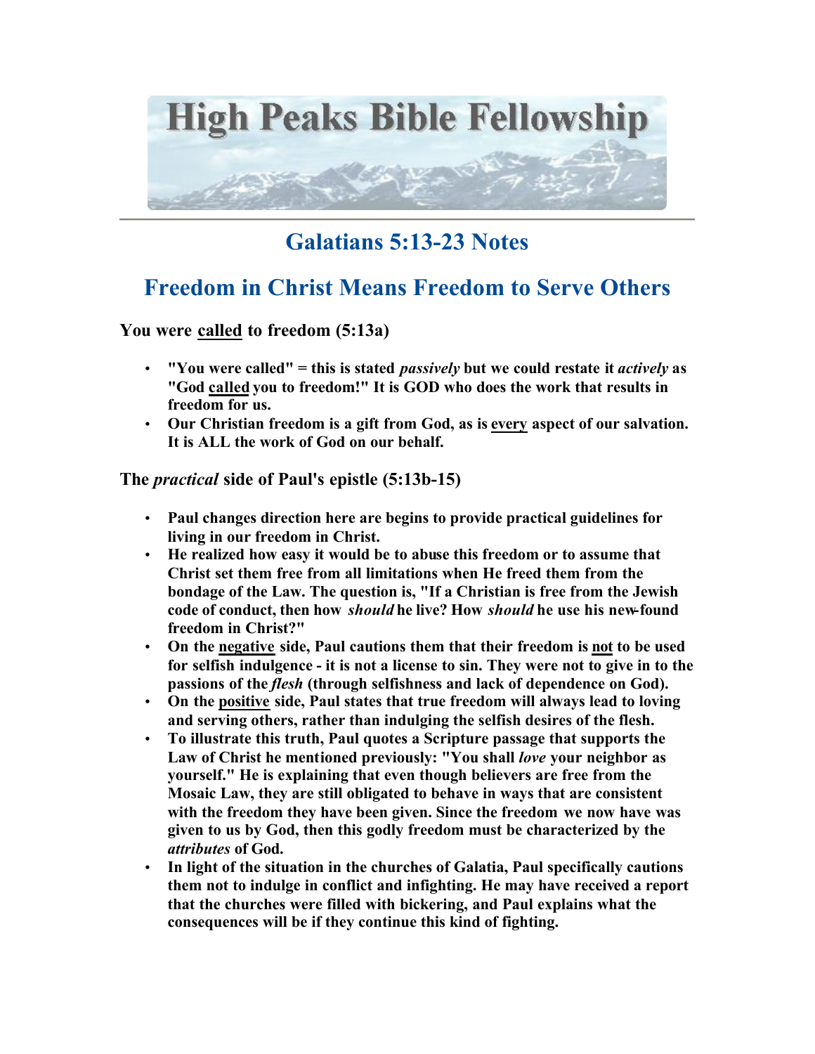# High Peaks Bible Fellowship

## Galatians 5:13-23 Notes

## Freedom in Christ Means Freedom to Serve Others

### You were called to freedom (5:13a)

- **"You were called" = this is stated *passively* but we could restate it *actively* as "God called you to freedom!" It is GOD who does the work that results in freedom for us.**
- **Our Christian freedom is a gift from God, as is every aspect of our salvation. It is ALL the work of God on our behalf.**

### The *practical* side of Paul's epistle (5:13b-15)

- **Paul changes direction here are begins to provide practical guidelines for living in our freedom in Christ.**
- **He realized how easy it would be to abuse this freedom or to assume that Christ set them free from all limitations when He freed them from the bondage of the Law. The question is, "If a Christian is free from the Jewish code of conduct, then how *should* he live? How *should* he use his new-found freedom in Christ?"**
- **On the negative side, Paul cautions them that their freedom is not to be used for selfish indulgence - it is not a license to sin. They were not to give in to the passions of the *flesh* (through selfishness and lack of dependence on God).**
- **On the positive side, Paul states that true freedom will always lead to loving and serving others, rather than indulging the selfish desires of the flesh.**
- **To illustrate this truth, Paul quotes a Scripture passage that supports the Law of Christ he mentioned previously: "You shall *love* your neighbor as yourself." He is explaining that even though believers are free from the Mosaic Law, they are still obligated to behave in ways that are consistent with the freedom they have been given. Since the freedom we now have was given to us by God, then this godly freedom must be characterized by the *attributes* of God.**
- **In light of the situation in the churches of Galatia, Paul specifically cautions them not to indulge in conflict and infighting. He may have received a report that the churches were filled with bickering, and Paul explains what the consequences will be if they continue this kind of fighting.**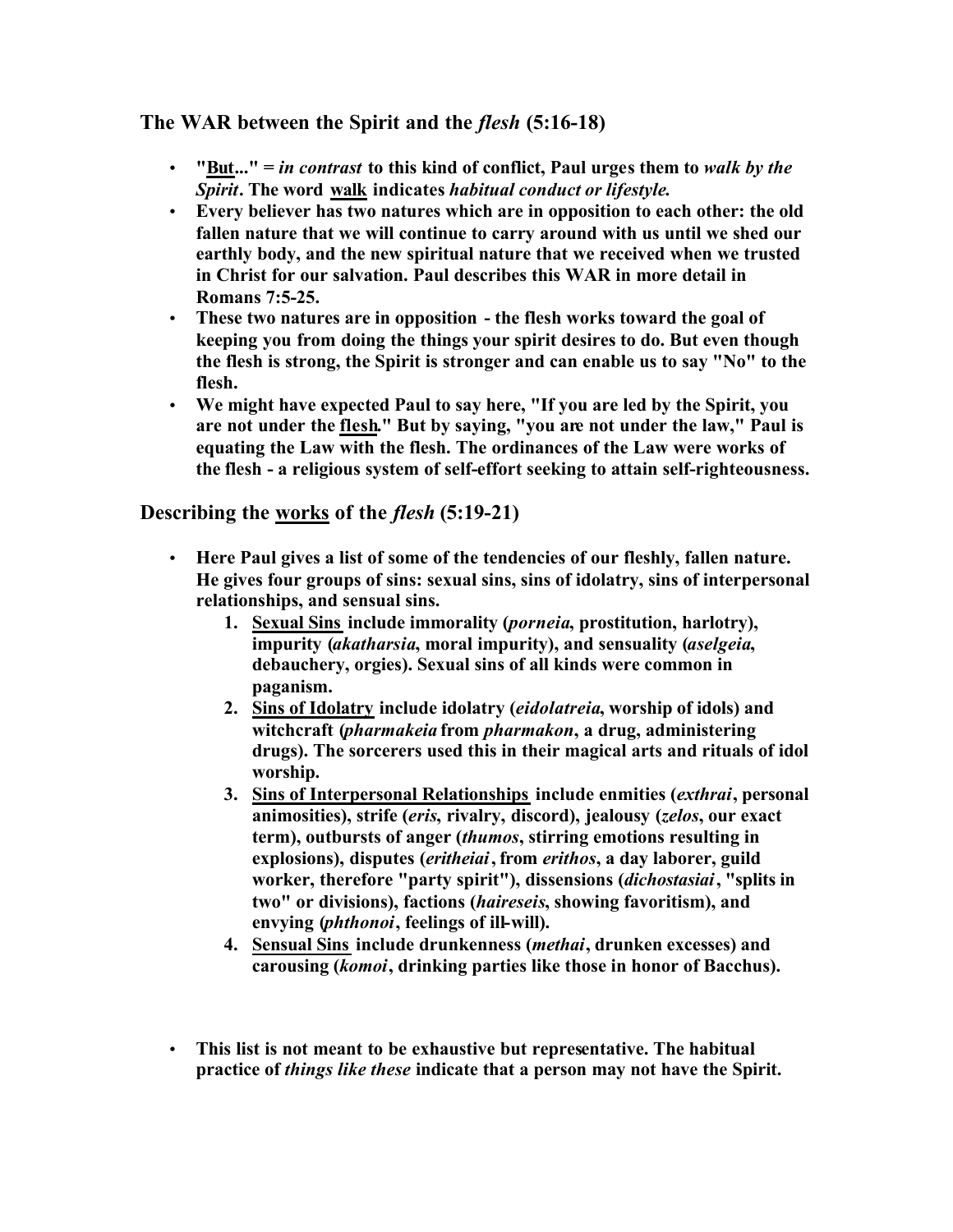## The WAR between the Spirit and the *flesh* (5:16-18)

- **"<u>But</u>..." = *in contrast* to this kind of conflict, Paul urges them to *walk by the Spirit*. The word <u>walk</u> indicates *habitual conduct or lifestyle.***
- **Every believer has two natures which are in opposition to each other: the old fallen nature that we will continue to carry around with us until we shed our earthly body, and the new spiritual nature that we received when we trusted in Christ for our salvation. Paul describes this WAR in more detail in Romans 7:5-25.**
- **These two natures are in opposition - the flesh works toward the goal of keeping you from doing the things your spirit desires to do. But even though the flesh is strong, the Spirit is stronger and can enable us to say "No" to the flesh.**
- **We might have expected Paul to say here, "If you are led by the Spirit, you are not under the <u>flesh</u>." But by saying, "you are not under the law," Paul is equating the Law with the flesh. The ordinances of the Law were works of the flesh - a religious system of self-effort seeking to attain self-righteousness.**

## Describing the <u>works</u> of the *flesh* (5:19-21)

- **Here Paul gives a list of some of the tendencies of our fleshly, fallen nature. He gives four groups of sins: sexual sins, sins of idolatry, sins of interpersonal relationships, and sensual sins.**
  1. **<u>Sexual Sins</u> include immorality (*porneia*, prostitution, harlotry), impurity (*akatharsia*, moral impurity), and sensuality (*aselgeia*, debauchery, orgies). Sexual sins of all kinds were common in paganism.**
  2. **<u>Sins of Idolatry</u> include idolatry (*eidolatreia*, worship of idols) and witchcraft (*pharmakeia* from *pharmakon*, a drug, administering drugs). The sorcerers used this in their magical arts and rituals of idol worship.**
  3. **<u>Sins of Interpersonal Relationships</u> include enmities (*exthrai*, personal animosities), strife (*eris*, rivalry, discord), jealousy (*zelos*, our exact term), outbursts of anger (*thumos*, stirring emotions resulting in explosions), disputes (*eritheiai*, from *erithos*, a day laborer, guild worker, therefore "party spirit"), dissensions (*dichostasiai*, "splits in two" or divisions), factions (*haireseis*, showing favoritism), and envying (*phthonoi*, feelings of ill-will).**
  4. **<u>Sensual Sins</u> include drunkenness (*methai*, drunken excesses) and carousing (*komoi*, drinking parties like those in honor of Bacchus).**

- **This list is not meant to be exhaustive but representative. The habitual practice of *things like these* indicate that a person may not have the Spirit.**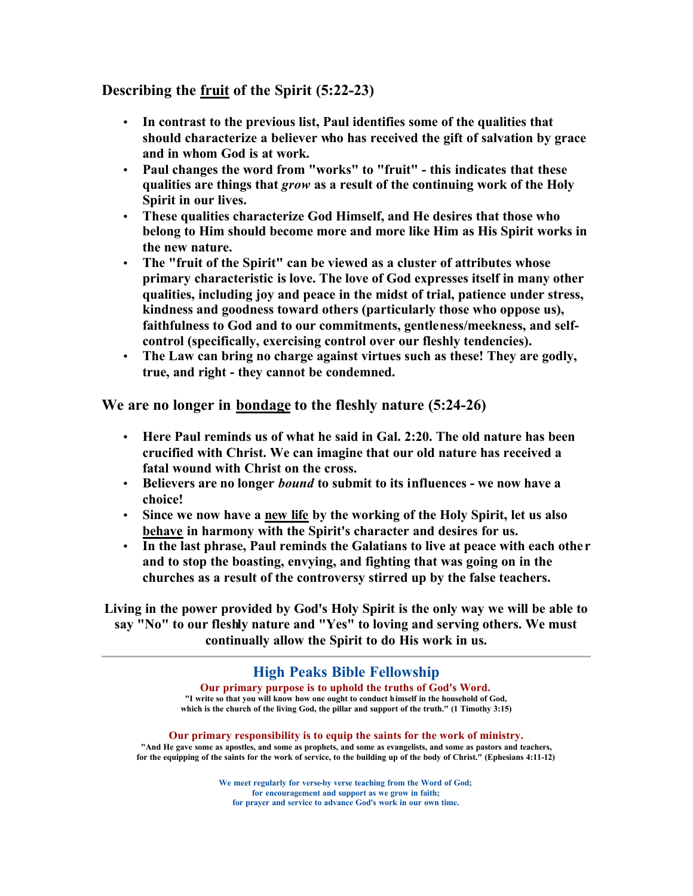## Describing the <u>fruit</u> of the Spirit (5:22-23)

- **In contrast to the previous list, Paul identifies some of the qualities that should characterize a believer who has received the gift of salvation by grace and in whom God is at work.**
- **Paul changes the word from "works" to "fruit" - this indicates that these qualities are things that *grow* as a result of the continuing work of the Holy Spirit in our lives.**
- **These qualities characterize God Himself, and He desires that those who belong to Him should become more and more like Him as His Spirit works in the new nature.**
- **The "fruit of the Spirit" can be viewed as a cluster of attributes whose primary characteristic is love. The love of God expresses itself in many other qualities, including joy and peace in the midst of trial, patience under stress, kindness and goodness toward others (particularly those who oppose us), faithfulness to God and to our commitments, gentleness/meekness, and self-control (specifically, exercising control over our fleshly tendencies).**
- **The Law can bring no charge against virtues such as these! They are godly, true, and right - they cannot be condemned.**

## We are no longer in <u>bondage</u> to the fleshly nature (5:24-26)

- **Here Paul reminds us of what he said in Gal. 2:20. The old nature has been crucified with Christ. We can imagine that our old nature has received a fatal wound with Christ on the cross.**
- **Believers are no longer *bound* to submit to its influences - we now have a choice!**
- **Since we now have a <u>new life</u> by the working of the Holy Spirit, let us also <u>behave</u> in harmony with the Spirit's character and desires for us.**
- **In the last phrase, Paul reminds the Galatians to live at peace with each other and to stop the boasting, envying, and fighting that was going on in the churches as a result of the controversy stirred up by the false teachers.**

**Living in the power provided by God's Holy Spirit is the only way we will be able to say "No" to our fleshly nature and "Yes" to loving and serving others. We must continually allow the Spirit to do His work in us.**

---

## High Peaks Bible Fellowship

**Our primary purpose is to uphold the truths of God's Word.**

**"I write so that you will know how one ought to conduct himself in the household of God, which is the church of the living God, the pillar and support of the truth." (1 Timothy 3:15)**

**Our primary responsibility is to equip the saints for the work of ministry.**

**"And He gave some as apostles, and some as prophets, and some as evangelists, and some as pastors and teachers, for the equipping of the saints for the work of service, to the building up of the body of Christ." (Ephesians 4:11-12)**

**We meet regularly for verse-by verse teaching from the Word of God;**
**for encouragement and support as we grow in faith;**
**for prayer and service to advance God's work in our own time.**